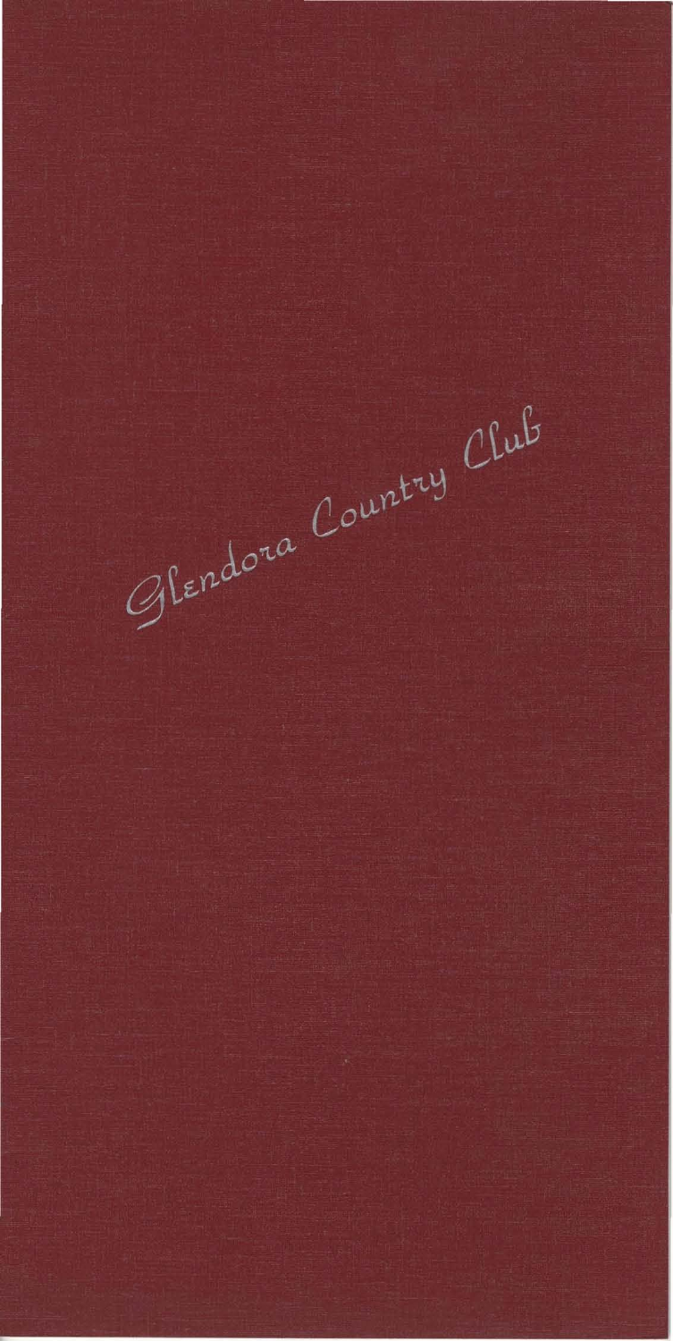# Glendora Country Club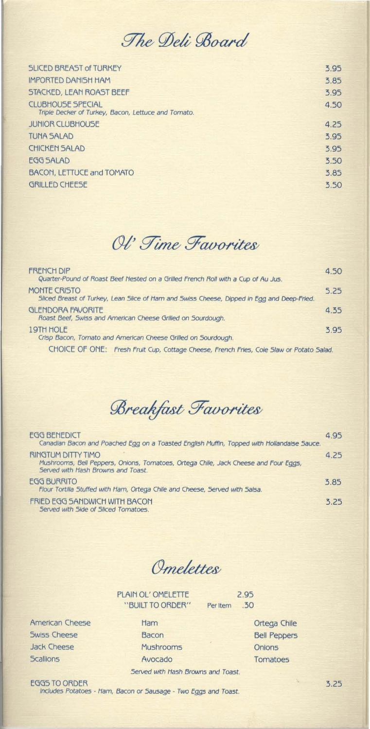## *The Deli Board*

| Item | Price |
|---|---|
| SLICED BREAST of TURKEY | 3.95 |
| IMPORTED DANISH HAM | 3.85 |
| STACKED, LEAN ROAST BEEF | 3.95 |
| CLUBHOUSE SPECIAL<br>*Triple Decker of Turkey, Bacon, Lettuce and Tomato.* | 4.50 |
| JUNIOR CLUBHOUSE | 4.25 |
| TUNA SALAD | 3.95 |
| CHICKEN SALAD | 3.95 |
| EGG SALAD | 3.50 |
| BACON, LETTUCE and TOMATO | 3.85 |
| GRILLED CHEESE | 3.50 |

## *Ol' Time Favorites*

| Item | Price |
|---|---|
| FRENCH DIP<br>*Quarter-Pound of Roast Beef Nested on a Grilled French Roll with a Cup of Au Jus.* | 4.50 |
| MONTE CRISTO<br>*Sliced Breast of Turkey, Lean Slice of Ham and Swiss Cheese, Dipped in Egg and Deep-Fried.* | 5.25 |
| GLENDORA FAVORITE<br>*Roast Beef, Swiss and American Cheese Grilled on Sourdough.* | 4.35 |
| 19TH HOLE<br>*Crisp Bacon, Tomato and American Cheese Grilled on Sourdough.* | 3.95 |

CHOICE OF ONE: *Fresh Fruit Cup, Cottage Cheese, French Fries, Cole Slaw or Potato Salad.*

## *Breakfast Favorites*

| Item | Price |
|---|---|
| EGG BENEDICT<br>*Canadian Bacon and Poached Egg on a Toasted English Muffin, Topped with Hollandaise Sauce.* | 4.95 |
| RINGTUM DITTY TIMO<br>*Mushrooms, Bell Peppers, Onions, Tomatoes, Ortega Chile, Jack Cheese and Four Eggs, Served with Hash Browns and Toast.* | 4.25 |
| EGG BURRITO<br>*Flour Tortilla Stuffed with Ham, Ortega Chile and Cheese, Served with Salsa.* | 3.85 |
| FRIED EGG SANDWICH WITH BACON<br>*Served with Side of Sliced Tomatoes.* | 3.25 |

## *Omelettes*

PLAIN OL' OMELETTE 2.95

"BUILT TO ORDER" Per Item .30

| | | |
|---|---|---|
| American Cheese | Ham | Ortega Chile |
| Swiss Cheese | Bacon | Bell Peppers |
| Jack Cheese | Mushrooms | Onions |
| Scallions | Avocado | Tomatoes |

*Served with Hash Browns and Toast.*

EGGS TO ORDER 3.25
*Includes Potatoes - Ham, Bacon or Sausage - Two Eggs and Toast.*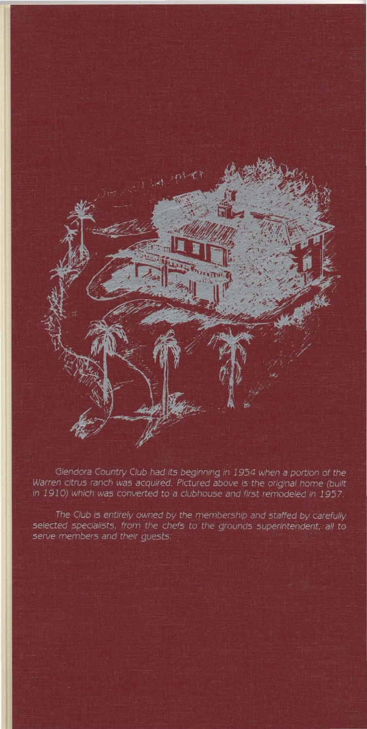Glendora Country Club had its beginning in 1954 when a portion of the Warren citrus ranch was acquired. Pictured above is the original home (built in 1910) which was converted to a clubhouse and first remodeled in 1957.

The Club is entirely owned by the membership and staffed by carefully selected specialists, from the chefs to the grounds superintendent, all to serve members and their guests.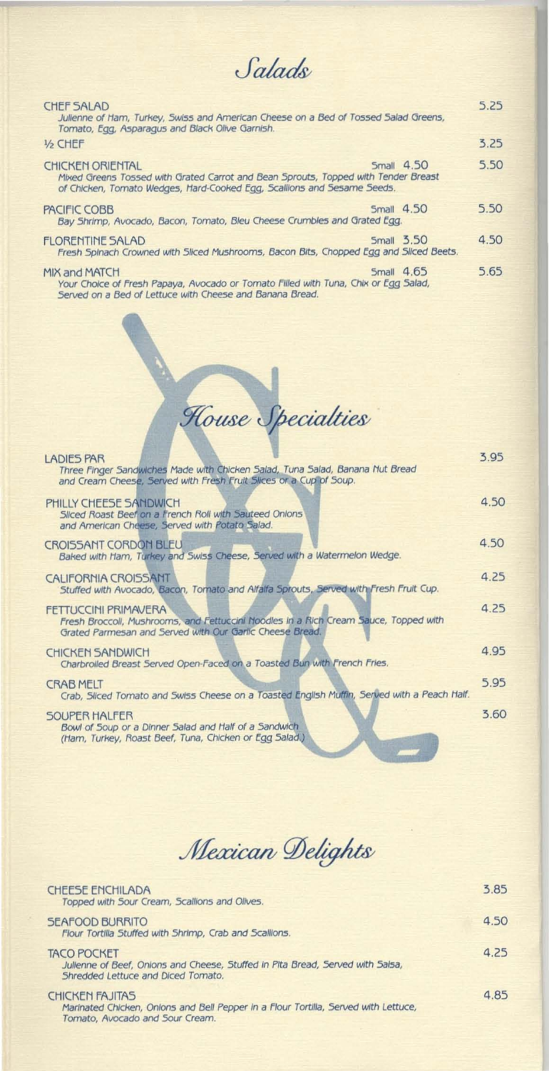## *Salads*

**CHEF SALAD** 5.25
Julienne of Ham, Turkey, Swiss and American Cheese on a Bed of Tossed Salad Greens, Tomato, Egg, Asparagus and Black Olive Garnish.

**½ CHEF** 3.25

**CHICKEN ORIENTAL** Small 4.50 5.50
Mixed Greens Tossed with Grated Carrot and Bean Sprouts, Topped with Tender Breast of Chicken, Tomato Wedges, Hard-Cooked Egg, Scallions and Sesame Seeds.

**PACIFIC COBB** Small 4.50 5.50
Bay Shrimp, Avocado, Bacon, Tomato, Bleu Cheese Crumbles and Grated Egg.

**FLORENTINE SALAD** Small 3.50 4.50
Fresh Spinach Crowned with Sliced Mushrooms, Bacon Bits, Chopped Egg and Sliced Beets.

**MIX and MATCH** Small 4.65 5.65
Your Choice of Fresh Papaya, Avocado or Tomato Filled with Tuna, Chix or Egg Salad, Served on a Bed of Lettuce with Cheese and Banana Bread.

## *House Specialties*

**LADIES PAR** 3.95
Three Finger Sandwiches Made with Chicken Salad, Tuna Salad, Banana Nut Bread and Cream Cheese, Served with Fresh Fruit Slices or a Cup of Soup.

**PHILLY CHEESE SANDWICH** 4.50
Sliced Roast Beef on a French Roll with Sauteed Onions and American Cheese, Served with Potato Salad.

**CROISSANT CORDON BLEU** 4.50
Baked with Ham, Turkey and Swiss Cheese, Served with a Watermelon Wedge.

**CALIFORNIA CROISSANT** 4.25
Stuffed with Avocado, Bacon, Tomato and Alfalfa Sprouts, Served with Fresh Fruit Cup.

**FETTUCCINI PRIMAVERA** 4.25
Fresh Broccoli, Mushrooms, and Fettuccini Noodles in a Rich Cream Sauce, Topped with Grated Parmesan and Served with Our Garlic Cheese Bread.

**CHICKEN SANDWICH** 4.95
Charbroiled Breast Served Open-Faced on a Toasted Bun with French Fries.

**CRAB MELT** 5.95
Crab, Sliced Tomato and Swiss Cheese on a Toasted English Muffin, Served with a Peach Half.

**SOUPER HALFER** 3.60
Bowl of Soup or a Dinner Salad and Half of a Sandwich (Ham, Turkey, Roast Beef, Tuna, Chicken or Egg Salad.)

## *Mexican Delights*

**CHEESE ENCHILADA** 3.85
Topped with Sour Cream, Scallions and Olives.

**SEAFOOD BURRITO** 4.50
Flour Tortilla Stuffed with Shrimp, Crab and Scallions.

**TACO POCKET** 4.25
Julienne of Beef, Onions and Cheese, Stuffed in Pita Bread, Served with Salsa, Shredded Lettuce and Diced Tomato.

**CHICKEN FAJITAS** 4.85
Marinated Chicken, Onions and Bell Pepper in a Flour Tortilla, Served with Lettuce, Tomato, Avocado and Sour Cream.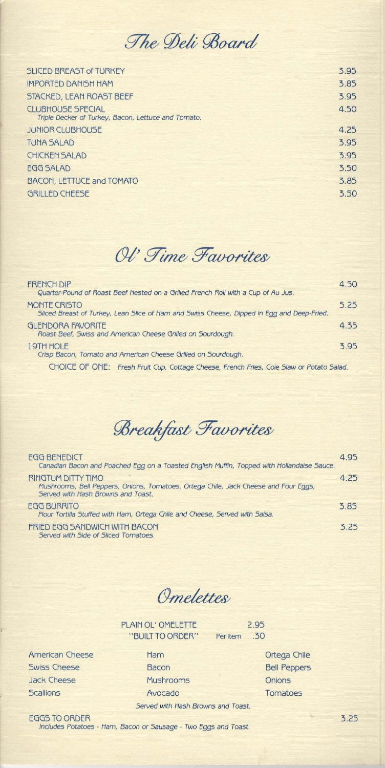## The Deli Board

| | |
|---|---|
| SLICED BREAST of TURKEY | 3.95 |
| IMPORTED DANISH HAM | 3.85 |
| STACKED, LEAN ROAST BEEF | 3.95 |
| CLUBHOUSE SPECIAL<br>*Triple Decker of Turkey, Bacon, Lettuce and Tomato.* | 4.50 |
| JUNIOR CLUBHOUSE | 4.25 |
| TUNA SALAD | 3.95 |
| CHICKEN SALAD | 3.95 |
| EGG SALAD | 3.50 |
| BACON, LETTUCE and TOMATO | 3.85 |
| GRILLED CHEESE | 3.50 |

## Ol' Time Favorites

| | |
|---|---|
| FRENCH DIP<br>*Quarter-Pound of Roast Beef Nested on a Grilled French Roll with a Cup of Au Jus.* | 4.50 |
| MONTE CRISTO<br>*Sliced Breast of Turkey, Lean Slice of Ham and Swiss Cheese, Dipped in Egg and Deep-Fried.* | 5.25 |
| GLENDORA FAVORITE<br>*Roast Beef, Swiss and American Cheese Grilled on Sourdough.* | 4.35 |
| 19TH HOLE<br>*Crisp Bacon, Tomato and American Cheese Grilled on Sourdough.* | 3.95 |

CHOICE OF ONE: *Fresh Fruit Cup, Cottage Cheese, French Fries, Cole Slaw or Potato Salad.*

## Breakfast Favorites

| | |
|---|---|
| EGG BENEDICT<br>*Canadian Bacon and Poached Egg on a Toasted English Muffin, Topped with Hollandaise Sauce.* | 4.95 |
| RINGTUM DITTY TIMO<br>*Mushrooms, Bell Peppers, Onions, Tomatoes, Ortega Chile, Jack Cheese and Four Eggs, Served with Hash Browns and Toast.* | 4.25 |
| EGG BURRITO<br>*Flour Tortilla Stuffed with Ham, Ortega Chile and Cheese, Served with Salsa.* | 3.85 |
| FRIED EGG SANDWICH WITH BACON<br>*Served with Side of Sliced Tomatoes.* | 3.25 |

## Omelettes

PLAIN OL' OMELETTE 2.95

"BUILT TO ORDER" Per Item .30

| | | |
|---|---|---|
| American Cheese | Ham | Ortega Chile |
| Swiss Cheese | Bacon | Bell Peppers |
| Jack Cheese | Mushrooms | Onions |
| Scallions | Avocado | Tomatoes |

*Served with Hash Browns and Toast.*

| | |
|---|---|
| EGGS TO ORDER<br>*Includes Potatoes - Ham, Bacon or Sausage - Two Eggs and Toast.* | 3.25 |